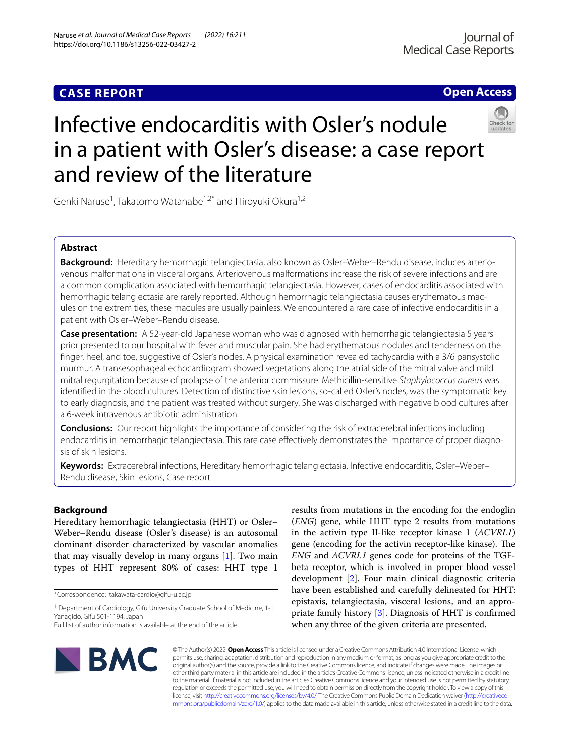**CASE REPORT** **Open Access**

# Infective endocarditis with Osler's nodule in a patient with Osler's disease: a case report and review of the literature

Genki Naruse[1], Takatomo Watanabe[1,2*] and Hiroyuki Okura[1,2]

## Abstract

**Background:** Hereditary hemorrhagic telangiectasia, also known as Osler–Weber–Rendu disease, induces arteriovenous malformations in visceral organs. Arteriovenous malformations increase the risk of severe infections and are a common complication associated with hemorrhagic telangiectasia. However, cases of endocarditis associated with hemorrhagic telangiectasia are rarely reported. Although hemorrhagic telangiectasia causes erythematous macules on the extremities, these macules are usually painless. We encountered a rare case of infective endocarditis in a patient with Osler–Weber–Rendu disease.

**Case presentation:** A 52-year-old Japanese woman who was diagnosed with hemorrhagic telangiectasia 5 years prior presented to our hospital with fever and muscular pain. She had erythematous nodules and tenderness on the finger, heel, and toe, suggestive of Osler's nodes. A physical examination revealed tachycardia with a 3/6 pansystolic murmur. A transesophageal echocardiogram showed vegetations along the atrial side of the mitral valve and mild mitral regurgitation because of prolapse of the anterior commissure. Methicillin-sensitive *Staphylococcus aureus* was identified in the blood cultures. Detection of distinctive skin lesions, so-called Osler's nodes, was the symptomatic key to early diagnosis, and the patient was treated without surgery. She was discharged with negative blood cultures after a 6-week intravenous antibiotic administration.

**Conclusions:** Our report highlights the importance of considering the risk of extracerebral infections including endocarditis in hemorrhagic telangiectasia. This rare case effectively demonstrates the importance of proper diagnosis of skin lesions.

**Keywords:** Extracerebral infections, Hereditary hemorrhagic telangiectasia, Infective endocarditis, Osler–Weber–Rendu disease, Skin lesions, Case report

## Background

Hereditary hemorrhagic telangiectasia (HHT) or Osler–Weber–Rendu disease (Osler's disease) is an autosomal dominant disorder characterized by vascular anomalies that may visually develop in many organs [1]. Two main types of HHT represent 80% of cases: HHT type 1 results from mutations in the encoding for the endoglin (*ENG*) gene, while HHT type 2 results from mutations in the activin type II-like receptor kinase 1 (*ACVRL1*) gene (encoding for the activin receptor-like kinase). The *ENG* and *ACVRL1* genes code for proteins of the TGF-beta receptor, which is involved in proper blood vessel development [2]. Four main clinical diagnostic criteria have been established and carefully delineated for HHT: epistaxis, telangiectasia, visceral lesions, and an appropriate family history [3]. Diagnosis of HHT is confirmed when any three of the given criteria are presented.

*Correspondence: takawata-cardio@gifu-u.ac.jp

[1] Department of Cardiology, Gifu University Graduate School of Medicine, 1-1 Yanagido, Gifu 501-1194, Japan

Full list of author information is available at the end of the article

© The Author(s) 2022. **Open Access** This article is licensed under a Creative Commons Attribution 4.0 International License, which permits use, sharing, adaptation, distribution and reproduction in any medium or format, as long as you give appropriate credit to the original author(s) and the source, provide a link to the Creative Commons licence, and indicate if changes were made. The images or other third party material in this article are included in the article's Creative Commons licence, unless indicated otherwise in a credit line to the material. If material is not included in the article's Creative Commons licence and your intended use is not permitted by statutory regulation or exceeds the permitted use, you will need to obtain permission directly from the copyright holder. To view a copy of this licence, visit http://creativecommons.org/licenses/by/4.0/. The Creative Commons Public Domain Dedication waiver (http://creativecommons.org/publicdomain/zero/1.0/) applies to the data made available in this article, unless otherwise stated in a credit line to the data.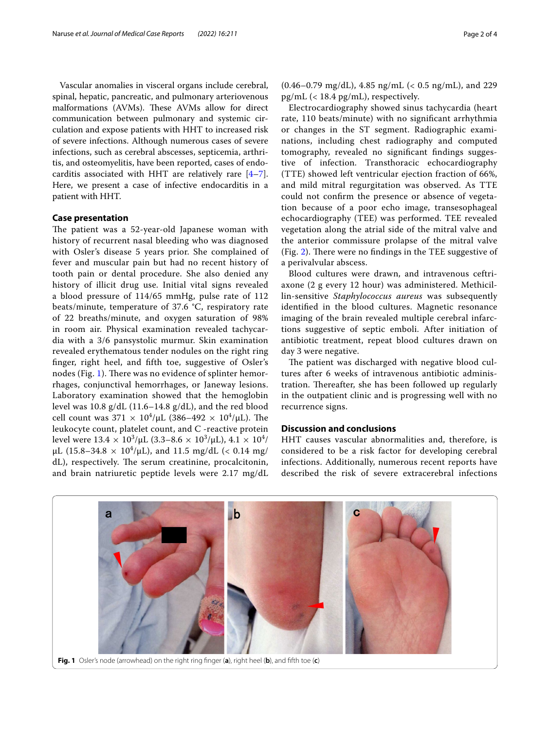Vascular anomalies in visceral organs include cerebral, spinal, hepatic, pancreatic, and pulmonary arteriovenous malformations (AVMs). These AVMs allow for direct communication between pulmonary and systemic circulation and expose patients with HHT to increased risk of severe infections. Although numerous cases of severe infections, such as cerebral abscesses, septicemia, arthritis, and osteomyelitis, have been reported, cases of endocarditis associated with HHT are relatively rare [4–7]. Here, we present a case of infective endocarditis in a patient with HHT.

## Case presentation

The patient was a 52-year-old Japanese woman with history of recurrent nasal bleeding who was diagnosed with Osler's disease 5 years prior. She complained of fever and muscular pain but had no recent history of tooth pain or dental procedure. She also denied any history of illicit drug use. Initial vital signs revealed a blood pressure of 114/65 mmHg, pulse rate of 112 beats/minute, temperature of 37.6 °C, respiratory rate of 22 breaths/minute, and oxygen saturation of 98% in room air. Physical examination revealed tachycardia with a 3/6 pansystolic murmur. Skin examination revealed erythematous tender nodules on the right ring finger, right heel, and fifth toe, suggestive of Osler's nodes (Fig. 1). There was no evidence of splinter hemorrhages, conjunctival hemorrhages, or Janeway lesions. Laboratory examination showed that the hemoglobin level was 10.8 g/dL (11.6–14.8 g/dL), and the red blood cell count was $371 \times 10^4$/μL ($386–492 \times 10^4$/μL). The leukocyte count, platelet count, and C -reactive protein level were $13.4 \times 10^3$/μL ($3.3–8.6 \times 10^3$/μL), $4.1 \times 10^4$/μL ($15.8–34.8 \times 10^4$/μL), and 11.5 mg/dL (< 0.14 mg/dL), respectively. The serum creatinine, procalcitonin, and brain natriuretic peptide levels were 2.17 mg/dL (0.46–0.79 mg/dL), 4.85 ng/mL (< 0.5 ng/mL), and 229 pg/mL (< 18.4 pg/mL), respectively.

Electrocardiography showed sinus tachycardia (heart rate, 110 beats/minute) with no significant arrhythmia or changes in the ST segment. Radiographic examinations, including chest radiography and computed tomography, revealed no significant findings suggestive of infection. Transthoracic echocardiography (TTE) showed left ventricular ejection fraction of 66%, and mild mitral regurgitation was observed. As TTE could not confirm the presence or absence of vegetation because of a poor echo image, transesophageal echocardiography (TEE) was performed. TEE revealed vegetation along the atrial side of the mitral valve and the anterior commissure prolapse of the mitral valve (Fig. 2). There were no findings in the TEE suggestive of a perivalvular abscess.

Blood cultures were drawn, and intravenous ceftriaxone (2 g every 12 hour) was administered. Methicillin-sensitive *Staphylococcus aureus* was subsequently identified in the blood cultures. Magnetic resonance imaging of the brain revealed multiple cerebral infarctions suggestive of septic emboli. After initiation of antibiotic treatment, repeat blood cultures drawn on day 3 were negative.

The patient was discharged with negative blood cultures after 6 weeks of intravenous antibiotic administration. Thereafter, she has been followed up regularly in the outpatient clinic and is progressing well with no recurrence signs.

## Discussion and conclusions

HHT causes vascular abnormalities and, therefore, is considered to be a risk factor for developing cerebral infections. Additionally, numerous recent reports have described the risk of severe extracerebral infections

**Fig. 1** Osler's node (arrowhead) on the right ring finger (**a**), right heel (**b**), and fifth toe (**c**)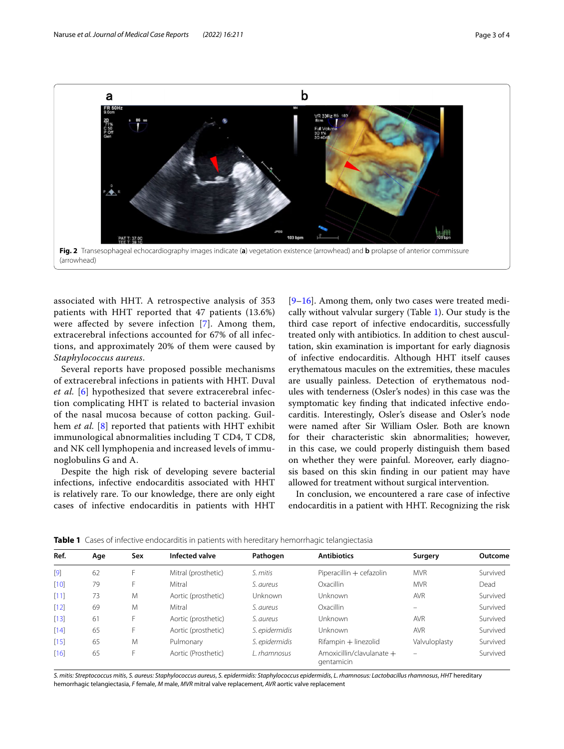Fig. 2 Transesophageal echocardiography images indicate (**a**) vegetation existence (arrowhead) and **b** prolapse of anterior commissure (arrowhead)

associated with HHT. A retrospective analysis of 353 patients with HHT reported that 47 patients (13.6%) were affected by severe infection [7]. Among them, extracerebral infections accounted for 67% of all infections, and approximately 20% of them were caused by *Staphylococcus aureus*.

Several reports have proposed possible mechanisms of extracerebral infections in patients with HHT. Duval *et al.* [6] hypothesized that severe extracerebral infection complicating HHT is related to bacterial invasion of the nasal mucosa because of cotton packing. Guilhem *et al.* [8] reported that patients with HHT exhibit immunological abnormalities including T CD4, T CD8, and NK cell lymphopenia and increased levels of immunoglobulins G and A.

Despite the high risk of developing severe bacterial infections, infective endocarditis associated with HHT is relatively rare. To our knowledge, there are only eight cases of infective endocarditis in patients with HHT [9–16]. Among them, only two cases were treated medically without valvular surgery (Table 1). Our study is the third case report of infective endocarditis, successfully treated only with antibiotics. In addition to chest auscultation, skin examination is important for early diagnosis of infective endocarditis. Although HHT itself causes erythematous macules on the extremities, these macules are usually painless. Detection of erythematous nodules with tenderness (Osler's nodes) in this case was the symptomatic key finding that indicated infective endocarditis. Interestingly, Osler's disease and Osler's node were named after Sir William Osler. Both are known for their characteristic skin abnormalities; however, in this case, we could properly distinguish them based on whether they were painful. Moreover, early diagnosis based on this skin finding in our patient may have allowed for treatment without surgical intervention.

In conclusion, we encountered a rare case of infective endocarditis in a patient with HHT. Recognizing the risk

**Table 1** Cases of infective endocarditis in patients with hereditary hemorrhagic telangiectasia

| Ref. | Age | Sex | Infected valve | Pathogen | Antibiotics | Surgery | Outcome |
|---|---|---|---|---|---|---|---|
| [9] | 62 | F | Mitral (prosthetic) | *S. mitis* | Piperacillin + cefazolin | MVR | Survived |
| [10] | 79 | F | Mitral | *S. aureus* | Oxacillin | MVR | Dead |
| [11] | 73 | M | Aortic (prosthetic) | Unknown | Unknown | AVR | Survived |
| [12] | 69 | M | Mitral | *S. aureus* | Oxacillin | – | Survived |
| [13] | 61 | F | Aortic (prosthetic) | *S. aureus* | Unknown | AVR | Survived |
| [14] | 65 | F | Aortic (prosthetic) | *S. epidermidis* | Unknown | AVR | Survived |
| [15] | 65 | M | Pulmonary | *S. epidermidis* | Rifampin + linezolid | Valvuloplasty | Survived |
| [16] | 65 | F | Aortic (Prosthetic) | *L. rhamnosus* | Amoxicillin/clavulanate + gentamicin | – | Survived |

*S. mitis: Streptococcus mitis*, *S. aureus: Staphylococcus aureus*, *S. epidermidis: Staphylococcus epidermidis*, *L. rhamnosus: Lactobacillus rhamnosus*, *HHT* hereditary hemorrhagic telangiectasia, *F* female, *M* male, *MVR* mitral valve replacement, *AVR* aortic valve replacement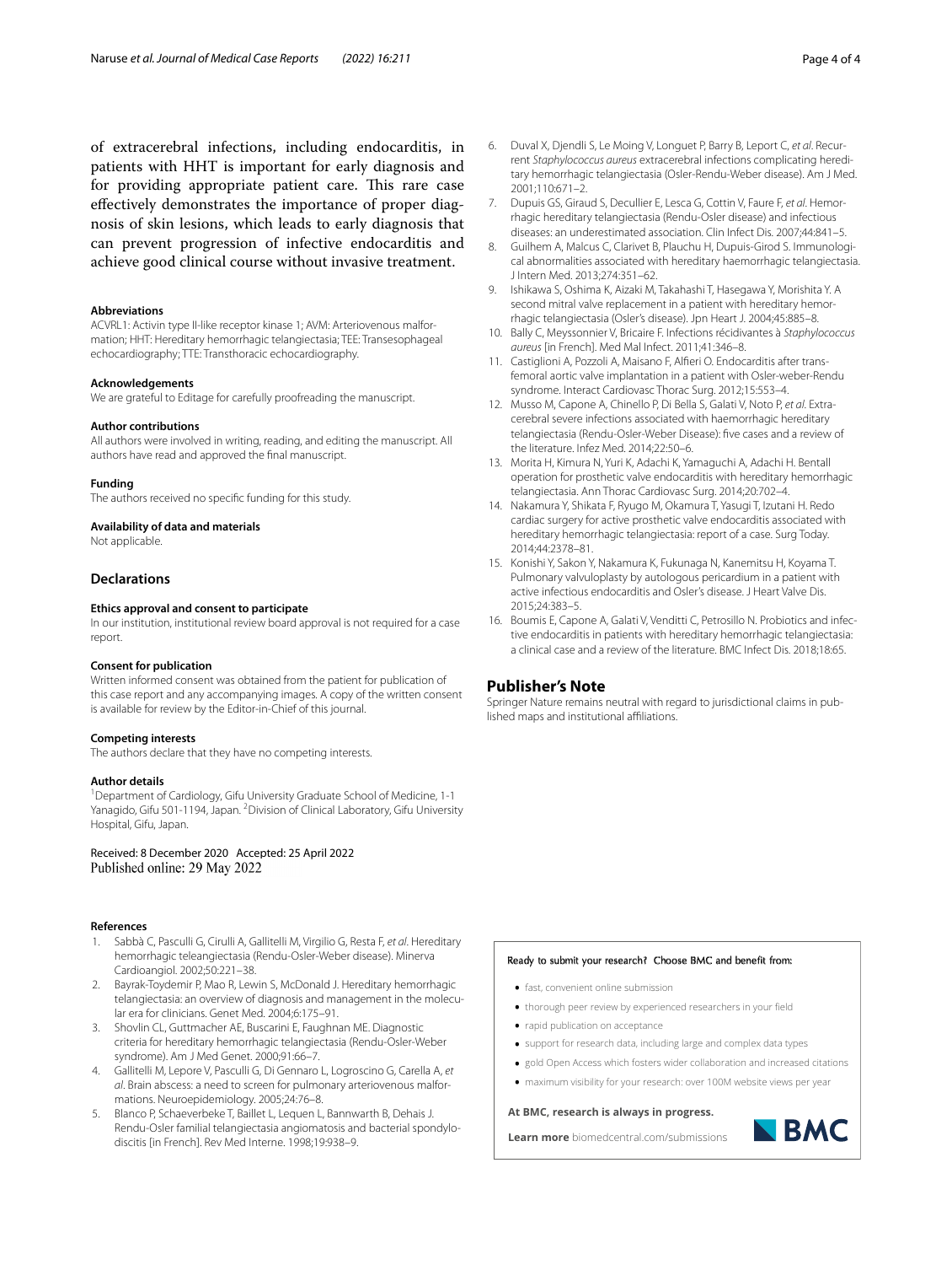of extracerebral infections, including endocarditis, in patients with HHT is important for early diagnosis and for providing appropriate patient care. This rare case effectively demonstrates the importance of proper diagnosis of skin lesions, which leads to early diagnosis that can prevent progression of infective endocarditis and achieve good clinical course without invasive treatment.

#### Abbreviations
ACVRL1: Activin type II-like receptor kinase 1; AVM: Arteriovenous malformation; HHT: Hereditary hemorrhagic telangiectasia; TEE: Transesophageal echocardiography; TTE: Transthoracic echocardiography.

#### Acknowledgements
We are grateful to Editage for carefully proofreading the manuscript.

#### Author contributions
All authors were involved in writing, reading, and editing the manuscript. All authors have read and approved the final manuscript.

#### Funding
The authors received no specific funding for this study.

#### Availability of data and materials
Not applicable.

## Declarations

#### Ethics approval and consent to participate
In our institution, institutional review board approval is not required for a case report.

#### Consent for publication
Written informed consent was obtained from the patient for publication of this case report and any accompanying images. A copy of the written consent is available for review by the Editor-in-Chief of this journal.

#### Competing interests
The authors declare that they have no competing interests.

#### Author details
[1]Department of Cardiology, Gifu University Graduate School of Medicine, 1-1 Yanagido, Gifu 501-1194, Japan. [2]Division of Clinical Laboratory, Gifu University Hospital, Gifu, Japan.

Received: 8 December 2020 Accepted: 25 April 2022
Published online: 29 May 2022

#### References
1. Sabbà C, Pasculli G, Cirulli A, Gallitelli M, Virgilio G, Resta F, *et al*. Hereditary hemorrhagic teleangiectasia (Rendu-Osler-Weber disease). Minerva Cardioangiol. 2002;50:221–38.
2. Bayrak-Toydemir P, Mao R, Lewin S, McDonald J. Hereditary hemorrhagic telangiectasia: an overview of diagnosis and management in the molecular era for clinicians. Genet Med. 2004;6:175–91.
3. Shovlin CL, Guttmacher AE, Buscarini E, Faughnan ME. Diagnostic criteria for hereditary hemorrhagic telangiectasia (Rendu-Osler-Weber syndrome). Am J Med Genet. 2000;91:66–7.
4. Gallitelli M, Lepore V, Pasculli G, Di Gennaro L, Logroscino G, Carella A, *et al*. Brain abscess: a need to screen for pulmonary arteriovenous malformations. Neuroepidemiology. 2005;24:76–8.
5. Blanco P, Schaeverbeke T, Baillet L, Lequen L, Bannwarth B, Dehais J. Rendu-Osler familial telangiectasia angiomatosis and bacterial spondylodiscitis [in French]. Rev Med Interne. 1998;19:938–9.
6. Duval X, Djendli S, Le Moing V, Longuet P, Barry B, Leport C, *et al*. Recurrent *Staphylococcus aureus* extracerebral infections complicating hereditary hemorrhagic telangiectasia (Osler-Rendu-Weber disease). Am J Med. 2001;110:671–2.
7. Dupuis GS, Giraud S, Decullier E, Lesca G, Cottin V, Faure F, *et al*. Hemorrhagic hereditary telangiectasia (Rendu-Osler disease) and infectious diseases: an underestimated association. Clin Infect Dis. 2007;44:841–5.
8. Guilhem A, Malcus C, Clarivet B, Plauchu H, Dupuis-Girod S. Immunological abnormalities associated with hereditary haemorrhagic telangiectasia. J Intern Med. 2013;274:351–62.
9. Ishikawa S, Oshima K, Aizaki M, Takahashi T, Hasegawa Y, Morishita Y. A second mitral valve replacement in a patient with hereditary hemorrhagic telangiectasia (Osler's disease). Jpn Heart J. 2004;45:885–8.
10. Bally C, Meyssonnier V, Bricaire F. Infections récidivantes à *Staphylococcus aureus* [in French]. Med Mal Infect. 2011;41:346–8.
11. Castiglioni A, Pozzoli A, Maisano F, Alfieri O. Endocarditis after transfemoral aortic valve implantation in a patient with Osler-weber-Rendu syndrome. Interact Cardiovasc Thorac Surg. 2012;15:553–4.
12. Musso M, Capone A, Chinello P, Di Bella S, Galati V, Noto P, *et al*. Extracerebral severe infections associated with haemorrhagic hereditary telangiectasia (Rendu-Osler-Weber Disease): five cases and a review of the literature. Infez Med. 2014;22:50–6.
13. Morita H, Kimura N, Yuri K, Adachi K, Yamaguchi A, Adachi H. Bentall operation for prosthetic valve endocarditis with hereditary hemorrhagic telangiectasia. Ann Thorac Cardiovasc Surg. 2014;20:702–4.
14. Nakamura Y, Shikata F, Ryugo M, Okamura T, Yasugi T, Izutani H. Redo cardiac surgery for active prosthetic valve endocarditis associated with hereditary hemorrhagic telangiectasia: report of a case. Surg Today. 2014;44:2378–81.
15. Konishi Y, Sakon Y, Nakamura K, Fukunaga N, Kanemitsu H, Koyama T. Pulmonary valvuloplasty by autologous pericardium in a patient with active infectious endocarditis and Osler's disease. J Heart Valve Dis. 2015;24:383–5.
16. Boumis E, Capone A, Galati V, Venditti C, Petrosillo N. Probiotics and infective endocarditis in patients with hereditary hemorrhagic telangiectasia: a clinical case and a review of the literature. BMC Infect Dis. 2018;18:65.

## Publisher's Note
Springer Nature remains neutral with regard to jurisdictional claims in published maps and institutional affiliations.

Ready to submit your research? Choose BMC and benefit from:

- fast, convenient online submission
- thorough peer review by experienced researchers in your field
- rapid publication on acceptance
- support for research data, including large and complex data types
- gold Open Access which fosters wider collaboration and increased citations
- maximum visibility for your research: over 100M website views per year

**At BMC, research is always in progress.**

**Learn more** biomedcentral.com/submissions